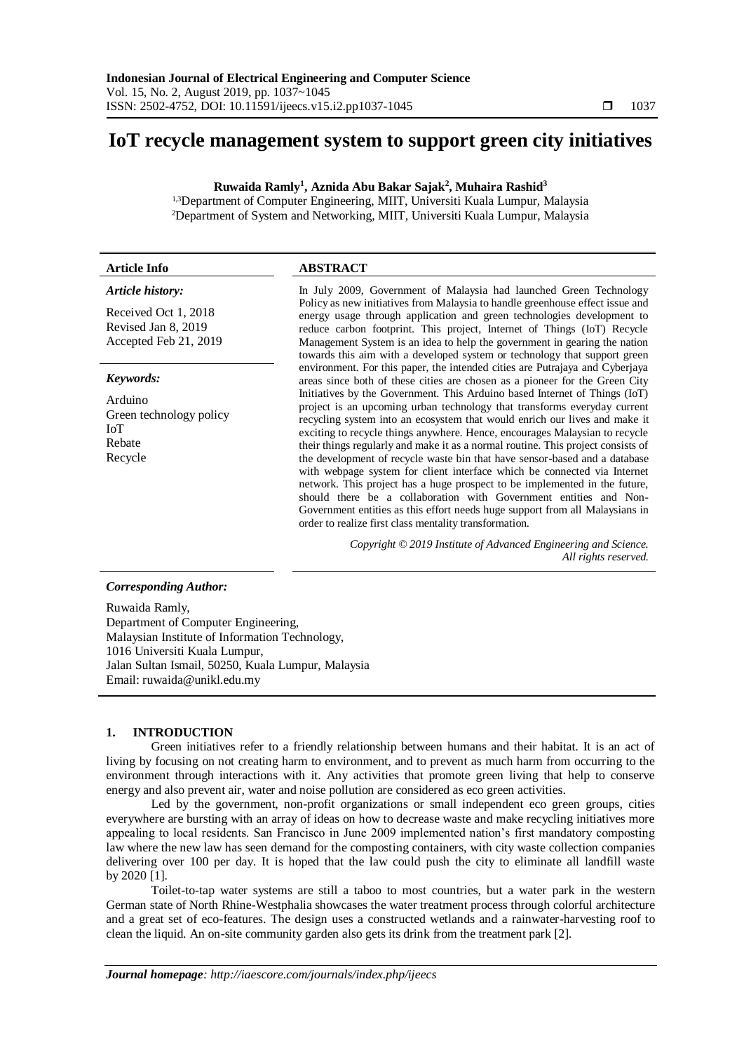# IoT recycle management system to support green city initiatives

**Ruwaida Ramly[1], Aznida Abu Bakar Sajak[2], Muhaira Rashid[3]**

[1,3]Department of Computer Engineering, MIIT, Universiti Kuala Lumpur, Malaysia
[2]Department of System and Networking, MIIT, Universiti Kuala Lumpur, Malaysia

| **Article Info** | **ABSTRACT** |
|---|---|
| ***Article history:***<br><br>Received Oct 1, 2018<br>Revised Jan 8, 2019<br>Accepted Feb 21, 2019<br><br>***Keywords:***<br><br>Arduino<br>Green technology policy<br>IoT<br>Rebate<br>Recycle | In July 2009, Government of Malaysia had launched Green Technology Policy as new initiatives from Malaysia to handle greenhouse effect issue and energy usage through application and green technologies development to reduce carbon footprint. This project, Internet of Things (IoT) Recycle Management System is an idea to help the government in gearing the nation towards this aim with a developed system or technology that support green environment. For this paper, the intended cities are Putrajaya and Cyberjaya areas since both of these cities are chosen as a pioneer for the Green City Initiatives by the Government. This Arduino based Internet of Things (IoT) project is an upcoming urban technology that transforms everyday current recycling system into an ecosystem that would enrich our lives and make it exciting to recycle things anywhere. Hence, encourages Malaysian to recycle their things regularly and make it as a normal routine. This project consists of the development of recycle waste bin that have sensor-based and a database with webpage system for client interface which be connected via Internet network. This project has a huge prospect to be implemented in the future, should there be a collaboration with Government entities and Non-Government entities as this effort needs huge support from all Malaysians in order to realize first class mentality transformation.<br><br>*Copyright © 2019 Institute of Advanced Engineering and Science. All rights reserved.* |

***Corresponding Author:***

Ruwaida Ramly,
Department of Computer Engineering,
Malaysian Institute of Information Technology,
1016 Universiti Kuala Lumpur,
Jalan Sultan Ismail, 50250, Kuala Lumpur, Malaysia
Email: ruwaida@unikl.edu.my

## 1. INTRODUCTION

Green initiatives refer to a friendly relationship between humans and their habitat. It is an act of living by focusing on not creating harm to environment, and to prevent as much harm from occurring to the environment through interactions with it. Any activities that promote green living that help to conserve energy and also prevent air, water and noise pollution are considered as eco green activities.

Led by the government, non-profit organizations or small independent eco green groups, cities everywhere are bursting with an array of ideas on how to decrease waste and make recycling initiatives more appealing to local residents. San Francisco in June 2009 implemented nation's first mandatory composting law where the new law has seen demand for the composting containers, with city waste collection companies delivering over 100 per day. It is hoped that the law could push the city to eliminate all landfill waste by 2020 [1].

Toilet-to-tap water systems are still a taboo to most countries, but a water park in the western German state of North Rhine-Westphalia showcases the water treatment process through colorful architecture and a great set of eco-features. The design uses a constructed wetlands and a rainwater-harvesting roof to clean the liquid. An on-site community garden also gets its drink from the treatment park [2].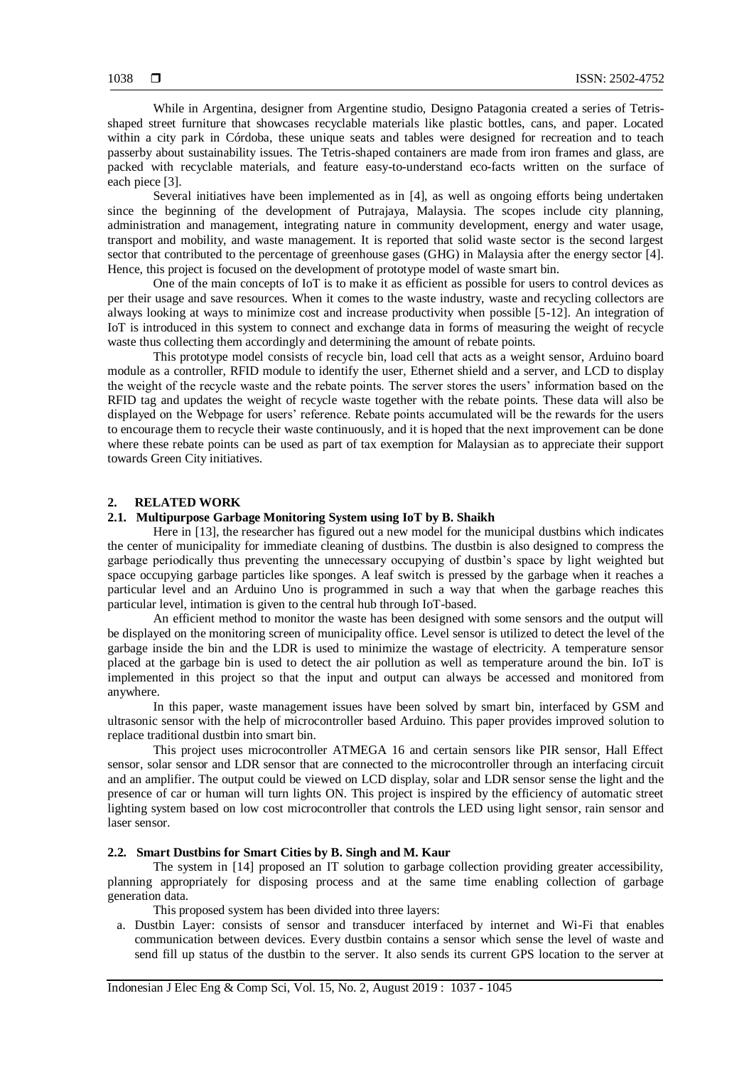While in Argentina, designer from Argentine studio, Designo Patagonia created a series of Tetris-shaped street furniture that showcases recyclable materials like plastic bottles, cans, and paper. Located within a city park in Córdoba, these unique seats and tables were designed for recreation and to teach passerby about sustainability issues. The Tetris-shaped containers are made from iron frames and glass, are packed with recyclable materials, and feature easy-to-understand eco-facts written on the surface of each piece [3].

Several initiatives have been implemented as in [4], as well as ongoing efforts being undertaken since the beginning of the development of Putrajaya, Malaysia. The scopes include city planning, administration and management, integrating nature in community development, energy and water usage, transport and mobility, and waste management. It is reported that solid waste sector is the second largest sector that contributed to the percentage of greenhouse gases (GHG) in Malaysia after the energy sector [4]. Hence, this project is focused on the development of prototype model of waste smart bin.

One of the main concepts of IoT is to make it as efficient as possible for users to control devices as per their usage and save resources. When it comes to the waste industry, waste and recycling collectors are always looking at ways to minimize cost and increase productivity when possible [5-12]. An integration of IoT is introduced in this system to connect and exchange data in forms of measuring the weight of recycle waste thus collecting them accordingly and determining the amount of rebate points.

This prototype model consists of recycle bin, load cell that acts as a weight sensor, Arduino board module as a controller, RFID module to identify the user, Ethernet shield and a server, and LCD to display the weight of the recycle waste and the rebate points. The server stores the users' information based on the RFID tag and updates the weight of recycle waste together with the rebate points. These data will also be displayed on the Webpage for users' reference. Rebate points accumulated will be the rewards for the users to encourage them to recycle their waste continuously, and it is hoped that the next improvement can be done where these rebate points can be used as part of tax exemption for Malaysian as to appreciate their support towards Green City initiatives.

## 2. RELATED WORK

### 2.1. Multipurpose Garbage Monitoring System using IoT by B. Shaikh

Here in [13], the researcher has figured out a new model for the municipal dustbins which indicates the center of municipality for immediate cleaning of dustbins. The dustbin is also designed to compress the garbage periodically thus preventing the unnecessary occupying of dustbin's space by light weighted but space occupying garbage particles like sponges. A leaf switch is pressed by the garbage when it reaches a particular level and an Arduino Uno is programmed in such a way that when the garbage reaches this particular level, intimation is given to the central hub through IoT-based.

An efficient method to monitor the waste has been designed with some sensors and the output will be displayed on the monitoring screen of municipality office. Level sensor is utilized to detect the level of the garbage inside the bin and the LDR is used to minimize the wastage of electricity. A temperature sensor placed at the garbage bin is used to detect the air pollution as well as temperature around the bin. IoT is implemented in this project so that the input and output can always be accessed and monitored from anywhere.

In this paper, waste management issues have been solved by smart bin, interfaced by GSM and ultrasonic sensor with the help of microcontroller based Arduino. This paper provides improved solution to replace traditional dustbin into smart bin.

This project uses microcontroller ATMEGA 16 and certain sensors like PIR sensor, Hall Effect sensor, solar sensor and LDR sensor that are connected to the microcontroller through an interfacing circuit and an amplifier. The output could be viewed on LCD display, solar and LDR sensor sense the light and the presence of car or human will turn lights ON. This project is inspired by the efficiency of automatic street lighting system based on low cost microcontroller that controls the LED using light sensor, rain sensor and laser sensor.

### 2.2. Smart Dustbins for Smart Cities by B. Singh and M. Kaur

The system in [14] proposed an IT solution to garbage collection providing greater accessibility, planning appropriately for disposing process and at the same time enabling collection of garbage generation data.

This proposed system has been divided into three layers:

a. Dustbin Layer: consists of sensor and transducer interfaced by internet and Wi-Fi that enables communication between devices. Every dustbin contains a sensor which sense the level of waste and send fill up status of the dustbin to the server. It also sends its current GPS location to the server at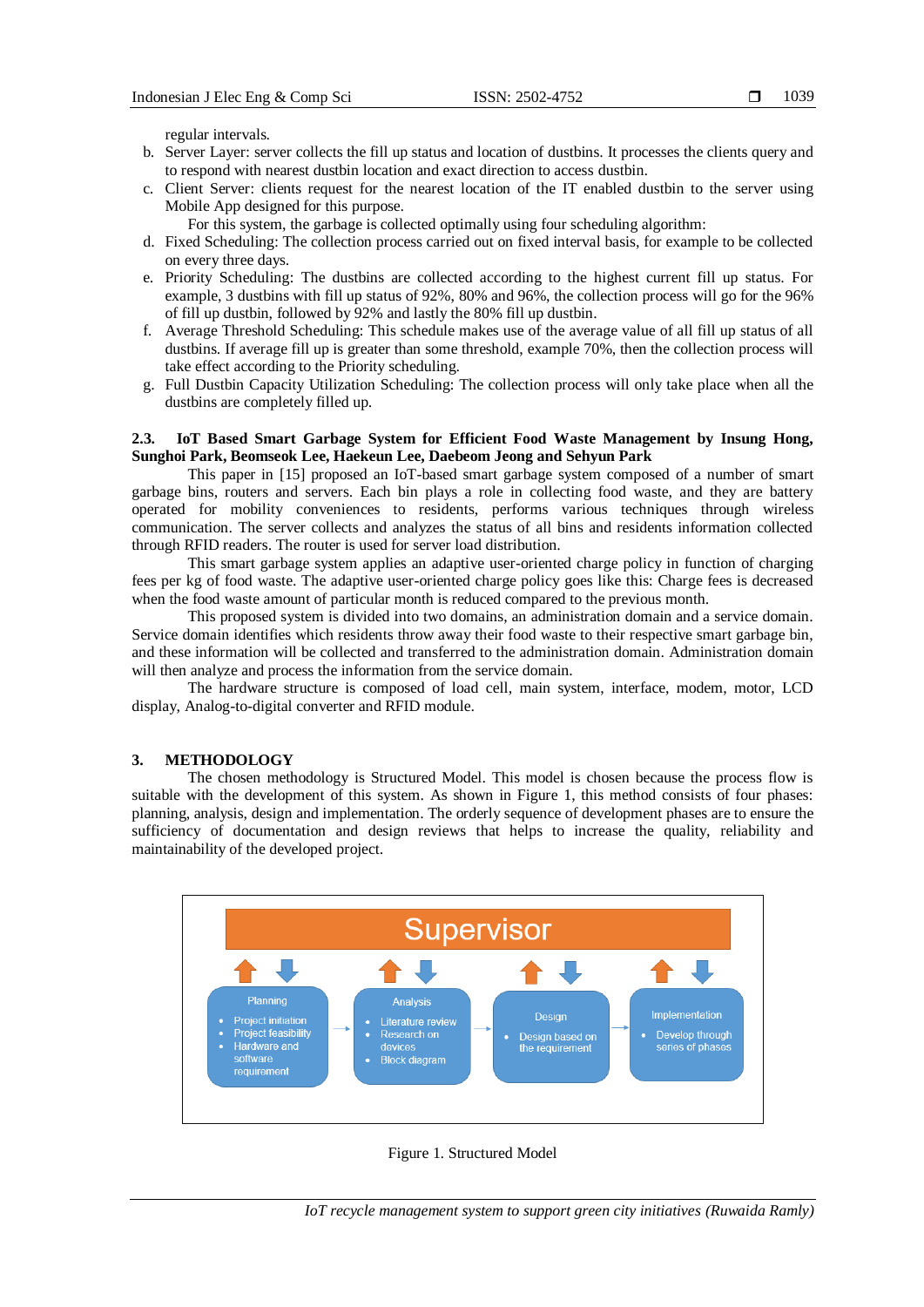regular intervals.

b. Server Layer: server collects the fill up status and location of dustbins. It processes the clients query and to respond with nearest dustbin location and exact direction to access dustbin.
c. Client Server: clients request for the nearest location of the IT enabled dustbin to the server using Mobile App designed for this purpose.

For this system, the garbage is collected optimally using four scheduling algorithm:

d. Fixed Scheduling: The collection process carried out on fixed interval basis, for example to be collected on every three days.
e. Priority Scheduling: The dustbins are collected according to the highest current fill up status. For example, 3 dustbins with fill up status of 92%, 80% and 96%, the collection process will go for the 96% of fill up dustbin, followed by 92% and lastly the 80% fill up dustbin.
f. Average Threshold Scheduling: This schedule makes use of the average value of all fill up status of all dustbins. If average fill up is greater than some threshold, example 70%, then the collection process will take effect according to the Priority scheduling.
g. Full Dustbin Capacity Utilization Scheduling: The collection process will only take place when all the dustbins are completely filled up.

### 2.3. IoT Based Smart Garbage System for Efficient Food Waste Management by Insung Hong, Sunghoi Park, Beomseok Lee, Haekeun Lee, Daebeom Jeong and Sehyun Park

This paper in [15] proposed an IoT-based smart garbage system composed of a number of smart garbage bins, routers and servers. Each bin plays a role in collecting food waste, and they are battery operated for mobility conveniences to residents, performs various techniques through wireless communication. The server collects and analyzes the status of all bins and residents information collected through RFID readers. The router is used for server load distribution.

This smart garbage system applies an adaptive user-oriented charge policy in function of charging fees per kg of food waste. The adaptive user-oriented charge policy goes like this: Charge fees is decreased when the food waste amount of particular month is reduced compared to the previous month.

This proposed system is divided into two domains, an administration domain and a service domain. Service domain identifies which residents throw away their food waste to their respective smart garbage bin, and these information will be collected and transferred to the administration domain. Administration domain will then analyze and process the information from the service domain.

The hardware structure is composed of load cell, main system, interface, modem, motor, LCD display, Analog-to-digital converter and RFID module.

## 3. METHODOLOGY

The chosen methodology is Structured Model. This model is chosen because the process flow is suitable with the development of this system. As shown in Figure 1, this method consists of four phases: planning, analysis, design and implementation. The orderly sequence of development phases are to ensure the sufficiency of documentation and design reviews that helps to increase the quality, reliability and maintainability of the developed project.

Supervisor

Planning
- Project initiation
- Project feasibility
- Hardware and software requirement

Analysis
- Literature review
- Research on devices
- Block diagram

Design
- Design based on the requirement

Implementation
- Develop through series of phases

Figure 1. Structured Model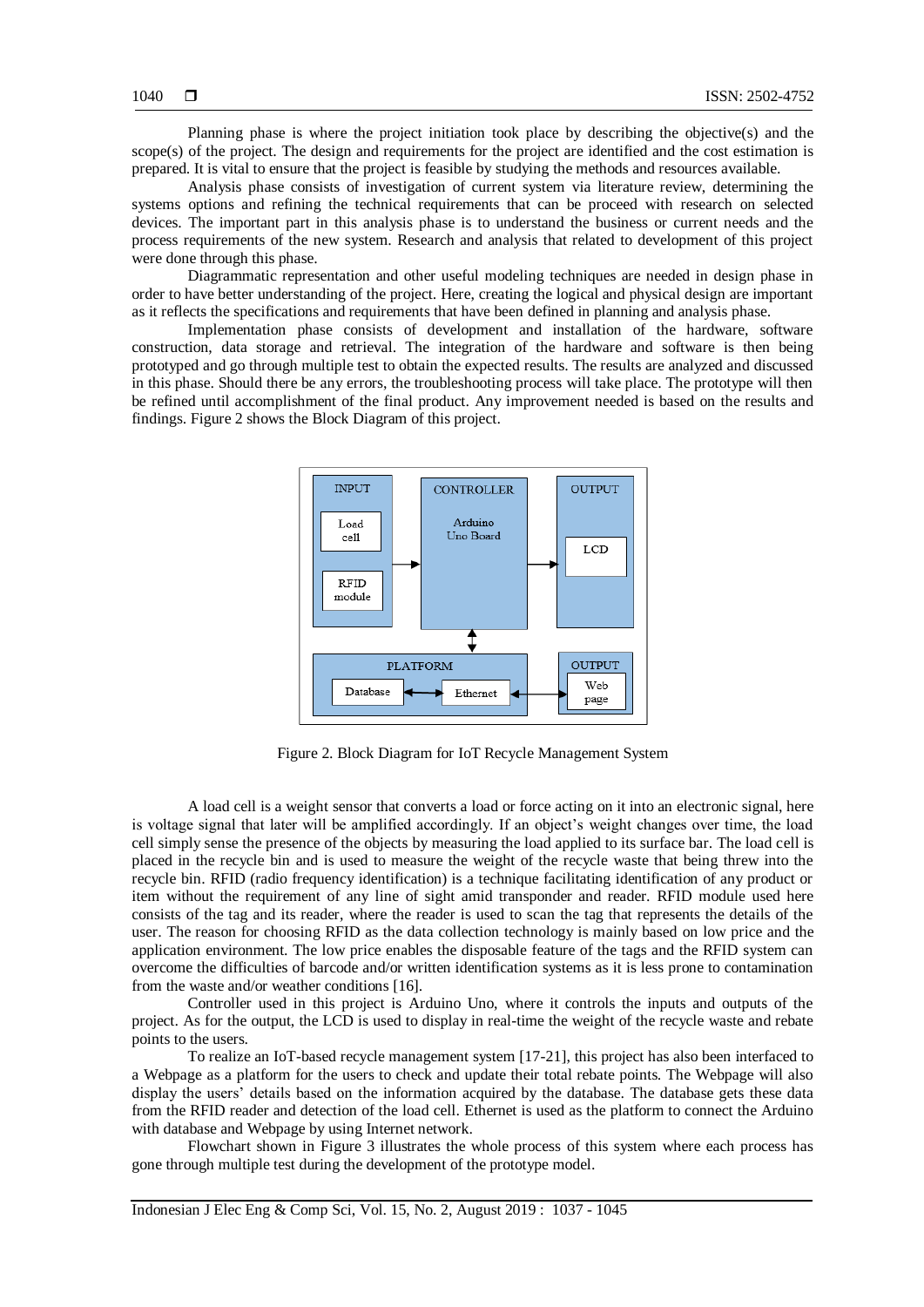Planning phase is where the project initiation took place by describing the objective(s) and the scope(s) of the project. The design and requirements for the project are identified and the cost estimation is prepared. It is vital to ensure that the project is feasible by studying the methods and resources available.

Analysis phase consists of investigation of current system via literature review, determining the systems options and refining the technical requirements that can be proceed with research on selected devices. The important part in this analysis phase is to understand the business or current needs and the process requirements of the new system. Research and analysis that related to development of this project were done through this phase.

Diagrammatic representation and other useful modeling techniques are needed in design phase in order to have better understanding of the project. Here, creating the logical and physical design are important as it reflects the specifications and requirements that have been defined in planning and analysis phase.

Implementation phase consists of development and installation of the hardware, software construction, data storage and retrieval. The integration of the hardware and software is then being prototyped and go through multiple test to obtain the expected results. The results are analyzed and discussed in this phase. Should there be any errors, the troubleshooting process will take place. The prototype will then be refined until accomplishment of the final product. Any improvement needed is based on the results and findings. Figure 2 shows the Block Diagram of this project.

Figure 2. Block Diagram for IoT Recycle Management System

A load cell is a weight sensor that converts a load or force acting on it into an electronic signal, here is voltage signal that later will be amplified accordingly. If an object's weight changes over time, the load cell simply sense the presence of the objects by measuring the load applied to its surface bar. The load cell is placed in the recycle bin and is used to measure the weight of the recycle waste that being threw into the recycle bin. RFID (radio frequency identification) is a technique facilitating identification of any product or item without the requirement of any line of sight amid transponder and reader. RFID module used here consists of the tag and its reader, where the reader is used to scan the tag that represents the details of the user. The reason for choosing RFID as the data collection technology is mainly based on low price and the application environment. The low price enables the disposable feature of the tags and the RFID system can overcome the difficulties of barcode and/or written identification systems as it is less prone to contamination from the waste and/or weather conditions [16].

Controller used in this project is Arduino Uno, where it controls the inputs and outputs of the project. As for the output, the LCD is used to display in real-time the weight of the recycle waste and rebate points to the users.

To realize an IoT-based recycle management system [17-21], this project has also been interfaced to a Webpage as a platform for the users to check and update their total rebate points. The Webpage will also display the users' details based on the information acquired by the database. The database gets these data from the RFID reader and detection of the load cell. Ethernet is used as the platform to connect the Arduino with database and Webpage by using Internet network.

Flowchart shown in Figure 3 illustrates the whole process of this system where each process has gone through multiple test during the development of the prototype model.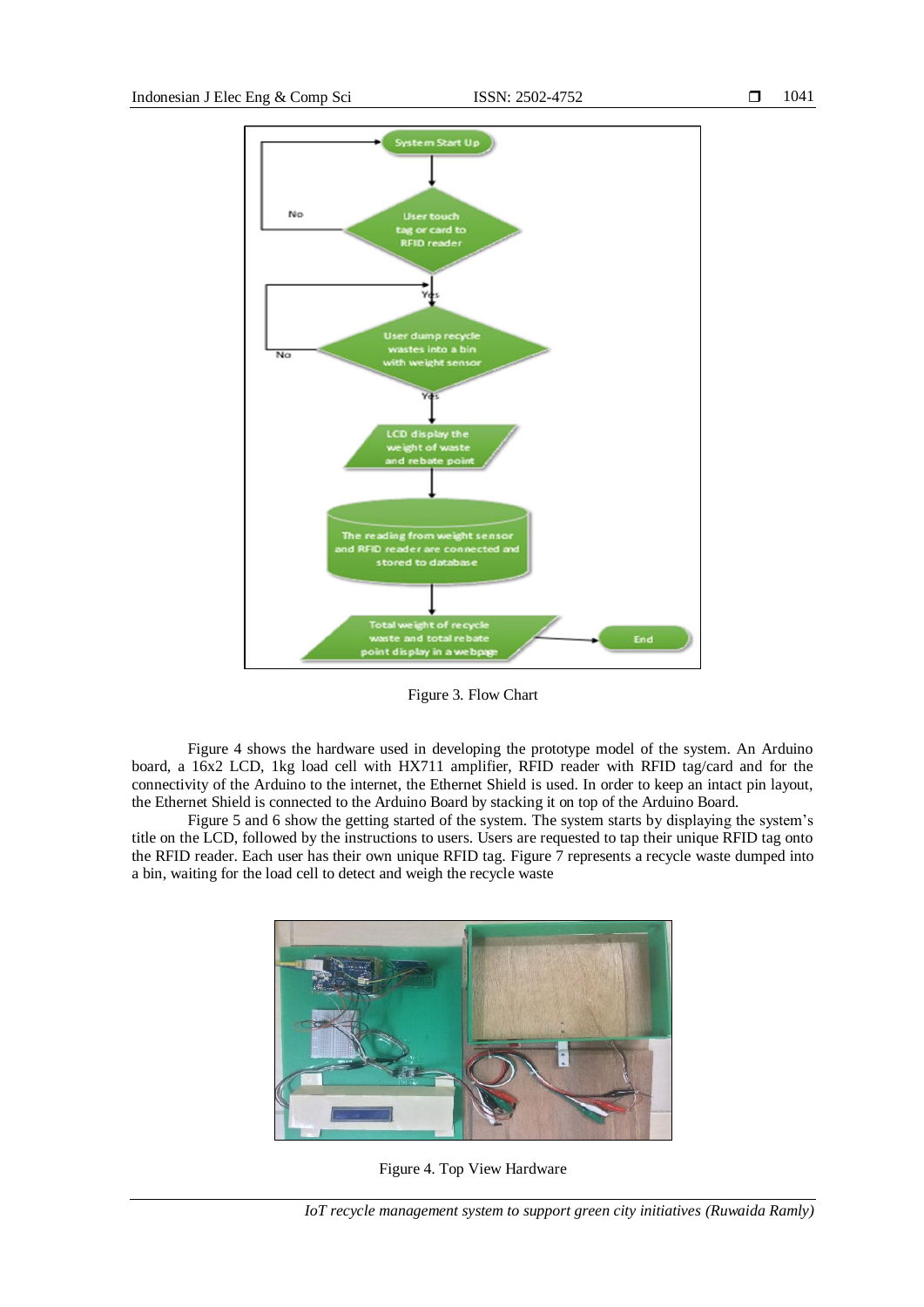Figure 3. Flow Chart

Figure 4 shows the hardware used in developing the prototype model of the system. An Arduino board, a 16x2 LCD, 1kg load cell with HX711 amplifier, RFID reader with RFID tag/card and for the connectivity of the Arduino to the internet, the Ethernet Shield is used. In order to keep an intact pin layout, the Ethernet Shield is connected to the Arduino Board by stacking it on top of the Arduino Board.

Figure 5 and 6 show the getting started of the system. The system starts by displaying the system's title on the LCD, followed by the instructions to users. Users are requested to tap their unique RFID tag onto the RFID reader. Each user has their own unique RFID tag. Figure 7 represents a recycle waste dumped into a bin, waiting for the load cell to detect and weigh the recycle waste

Figure 4. Top View Hardware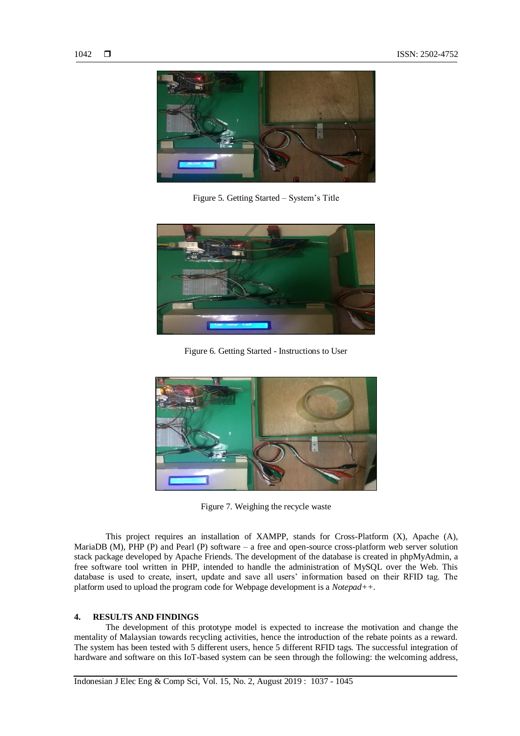Figure 5. Getting Started – System's Title

Figure 6. Getting Started - Instructions to User

Figure 7. Weighing the recycle waste

This project requires an installation of XAMPP, stands for Cross-Platform (X), Apache (A), MariaDB (M), PHP (P) and Pearl (P) software – a free and open-source cross-platform web server solution stack package developed by Apache Friends. The development of the database is created in phpMyAdmin, a free software tool written in PHP, intended to handle the administration of MySQL over the Web. This database is used to create, insert, update and save all users' information based on their RFID tag. The platform used to upload the program code for Webpage development is a *Notepad++*.

## 4. RESULTS AND FINDINGS

The development of this prototype model is expected to increase the motivation and change the mentality of Malaysian towards recycling activities, hence the introduction of the rebate points as a reward. The system has been tested with 5 different users, hence 5 different RFID tags. The successful integration of hardware and software on this IoT-based system can be seen through the following: the welcoming address,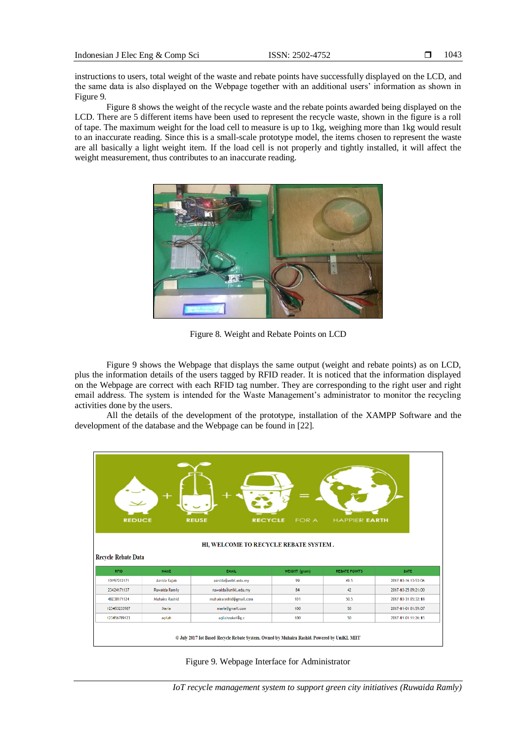instructions to users, total weight of the waste and rebate points have successfully displayed on the LCD, and the same data is also displayed on the Webpage together with an additional users' information as shown in Figure 9.

Figure 8 shows the weight of the recycle waste and the rebate points awarded being displayed on the LCD. There are 5 different items have been used to represent the recycle waste, shown in the figure is a roll of tape. The maximum weight for the load cell to measure is up to 1kg, weighing more than 1kg would result to an inaccurate reading. Since this is a small-scale prototype model, the items chosen to represent the waste are all basically a light weight item. If the load cell is not properly and tightly installed, it will affect the weight measurement, thus contributes to an inaccurate reading.

Figure 8. Weight and Rebate Points on LCD

Figure 9 shows the Webpage that displays the same output (weight and rebate points) as on LCD, plus the information details of the users tagged by RFID reader. It is noticed that the information displayed on the Webpage are correct with each RFID tag number. They are corresponding to the right user and right email address. The system is intended for the Waste Management's administrator to monitor the recycling activities done by the users.

All the details of the development of the prototype, installation of the XAMPP Software and the development of the database and the Webpage can be found in [22].

Figure 9. Webpage Interface for Administrator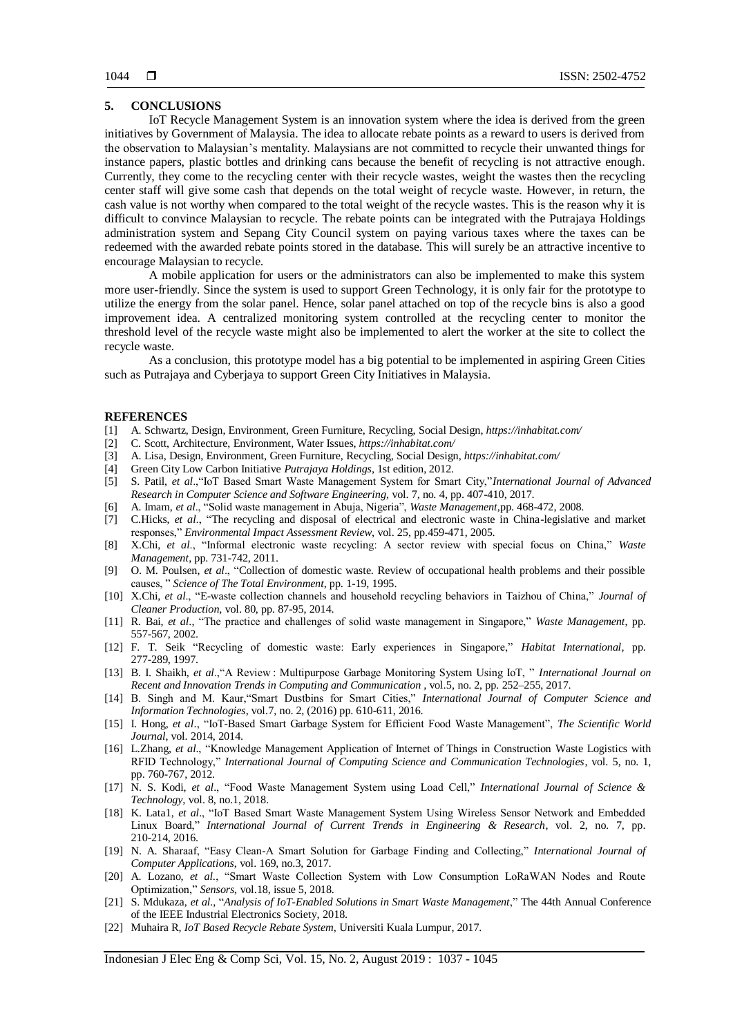## 5. CONCLUSIONS

IoT Recycle Management System is an innovation system where the idea is derived from the green initiatives by Government of Malaysia. The idea to allocate rebate points as a reward to users is derived from the observation to Malaysian's mentality. Malaysians are not committed to recycle their unwanted things for instance papers, plastic bottles and drinking cans because the benefit of recycling is not attractive enough. Currently, they come to the recycling center with their recycle wastes, weight the wastes then the recycling center staff will give some cash that depends on the total weight of recycle waste. However, in return, the cash value is not worthy when compared to the total weight of the recycle wastes. This is the reason why it is difficult to convince Malaysian to recycle. The rebate points can be integrated with the Putrajaya Holdings administration system and Sepang City Council system on paying various taxes where the taxes can be redeemed with the awarded rebate points stored in the database. This will surely be an attractive incentive to encourage Malaysian to recycle.

A mobile application for users or the administrators can also be implemented to make this system more user-friendly. Since the system is used to support Green Technology, it is only fair for the prototype to utilize the energy from the solar panel. Hence, solar panel attached on top of the recycle bins is also a good improvement idea. A centralized monitoring system controlled at the recycling center to monitor the threshold level of the recycle waste might also be implemented to alert the worker at the site to collect the recycle waste.

As a conclusion, this prototype model has a big potential to be implemented in aspiring Green Cities such as Putrajaya and Cyberjaya to support Green City Initiatives in Malaysia.

## REFERENCES

[1] A. Schwartz, Design, Environment, Green Furniture, Recycling, Social Design, *https://inhabitat.com/*
[2] C. Scott, Architecture, Environment, Water Issues, *https://inhabitat.com/*
[3] A. Lisa, Design, Environment, Green Furniture, Recycling, Social Design, *https://inhabitat.com/*
[4] Green City Low Carbon Initiative *Putrajaya Holdings*, 1st edition, 2012.
[5] S. Patil, *et al*.,"IoT Based Smart Waste Management System for Smart City,"*International Journal of Advanced Research in Computer Science and Software Engineering*, vol. 7, no. 4, pp. 407-410, 2017.
[6] A. Imam, *et al*., "Solid waste management in Abuja, Nigeria", *Waste Management*,pp. 468-472, 2008.
[7] C.Hicks, *et al*., "The recycling and disposal of electrical and electronic waste in China-legislative and market responses," *Environmental Impact Assessment Review*, vol. 25, pp.459-471, 2005.
[8] X.Chi, *et al*., "Informal electronic waste recycling: A sector review with special focus on China," *Waste Management*, pp. 731-742, 2011.
[9] O. M. Poulsen, *et al*., "Collection of domestic waste. Review of occupational health problems and their possible causes, " *Science of The Total Environment*, pp. 1-19, 1995.
[10] X.Chi, *et al*., "E-waste collection channels and household recycling behaviors in Taizhou of China," *Journal of Cleaner Production*, vol. 80, pp. 87-95, 2014.
[11] R. Bai, *et al*., "The practice and challenges of solid waste management in Singapore," *Waste Management*, pp. 557-567, 2002.
[12] F. T. Seik "Recycling of domestic waste: Early experiences in Singapore," *Habitat International*, pp. 277-289, 1997.
[13] B. I. Shaikh, *et al*.,"A Review : Multipurpose Garbage Monitoring System Using IoT, " *International Journal on Recent and Innovation Trends in Computing and Communication* , vol.5, no. 2, pp. 252–255, 2017.
[14] B. Singh and M. Kaur,"Smart Dustbins for Smart Cities," *International Journal of Computer Science and Information Technologies*, vol.7, no. 2, (2016) pp. 610-611, 2016.
[15] I. Hong, *et al*., "IoT-Based Smart Garbage System for Efficient Food Waste Management", *The Scientific World Journal*, vol. 2014, 2014.
[16] L.Zhang, *et al*., "Knowledge Management Application of Internet of Things in Construction Waste Logistics with RFID Technology," *International Journal of Computing Science and Communication Technologies*, vol. 5, no. 1, pp. 760-767, 2012.
[17] N. S. Kodi, *et al*., "Food Waste Management System using Load Cell," *International Journal of Science & Technology*, vol. 8, no.1, 2018.
[18] K. Lata1, *et al*., "IoT Based Smart Waste Management System Using Wireless Sensor Network and Embedded Linux Board," *International Journal of Current Trends in Engineering & Research*, vol. 2, no. 7, pp. 210-214, 2016.
[19] N. A. Sharaaf, "Easy Clean-A Smart Solution for Garbage Finding and Collecting," *International Journal of Computer Applications*, vol. 169, no.3, 2017.
[20] A. Lozano, *et al*., "Smart Waste Collection System with Low Consumption LoRaWAN Nodes and Route Optimization," *Sensors*, vol.18, issue 5, 2018.
[21] S. Mdukaza, *et al*., "*Analysis of IoT-Enabled Solutions in Smart Waste Management*," The 44th Annual Conference of the IEEE Industrial Electronics Society, 2018.
[22] Muhaira R, *IoT Based Recycle Rebate System*, Universiti Kuala Lumpur, 2017.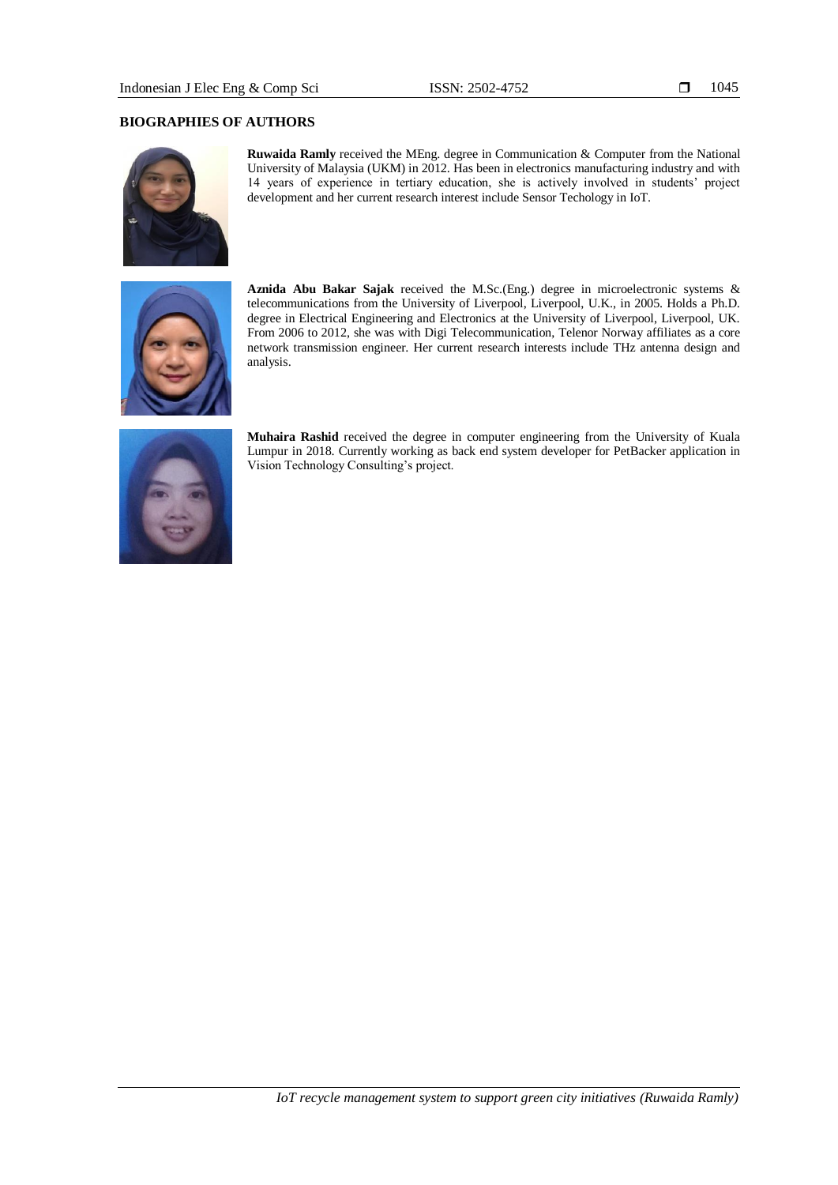## BIOGRAPHIES OF AUTHORS

**Ruwaida Ramly** received the MEng. degree in Communication & Computer from the National University of Malaysia (UKM) in 2012. Has been in electronics manufacturing industry and with 14 years of experience in tertiary education, she is actively involved in students' project development and her current research interest include Sensor Techology in IoT.

**Aznida Abu Bakar Sajak** received the M.Sc.(Eng.) degree in microelectronic systems & telecommunications from the University of Liverpool, Liverpool, U.K., in 2005. Holds a Ph.D. degree in Electrical Engineering and Electronics at the University of Liverpool, Liverpool, UK. From 2006 to 2012, she was with Digi Telecommunication, Telenor Norway affiliates as a core network transmission engineer. Her current research interests include THz antenna design and analysis.

**Muhaira Rashid** received the degree in computer engineering from the University of Kuala Lumpur in 2018. Currently working as back end system developer for PetBacker application in Vision Technology Consulting's project.